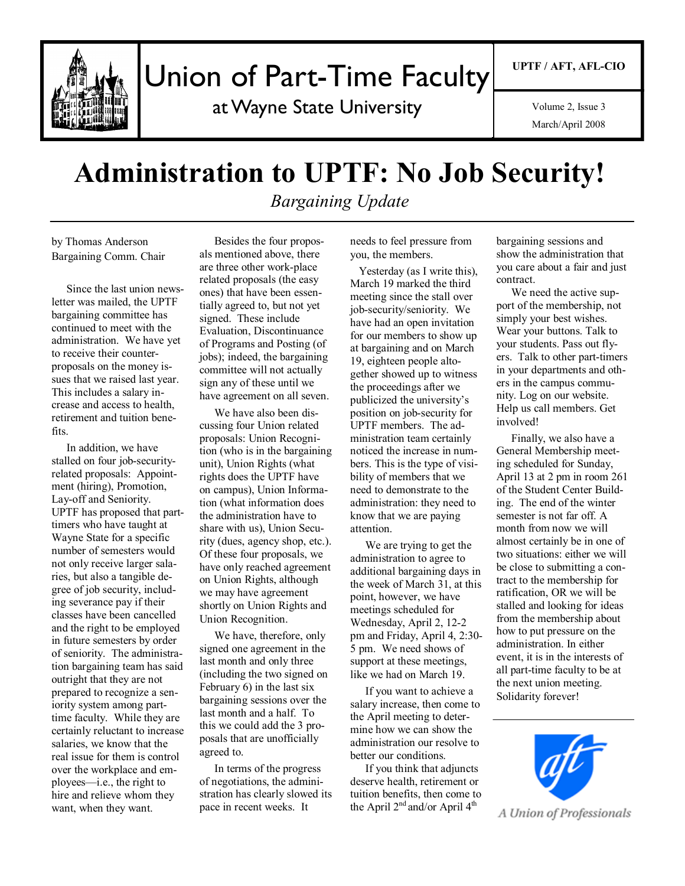# Union of Part-Time Faculty

at Wayne State University

UPTF / AFT, AFL-CIO

Volume 2, Issue 3

March/April 2008

# Administration to UPTF: No Job Security!

*Bargaining Update*

by Thomas Anderson
Bargaining Comm. Chair

Since the last union newsletter was mailed, the UPTF bargaining committee has continued to meet with the administration. We have yet to receive their counter-proposals on the money issues that we raised last year. This includes a salary increase and access to health, retirement and tuition benefits.

In addition, we have stalled on four job-security-related proposals: Appointment (hiring), Promotion, Lay-off and Seniority. UPTF has proposed that part-timers who have taught at Wayne State for a specific number of semesters would not only receive larger salaries, but also a tangible degree of job security, including severance pay if their classes have been cancelled and the right to be employed in future semesters by order of seniority. The administration bargaining team has said outright that they are not prepared to recognize a seniority system among part-time faculty. While they are certainly reluctant to increase salaries, we know that the real issue for them is control over the workplace and employees—i.e., the right to hire and relieve whom they want, when they want.

Besides the four proposals mentioned above, there are three other work-place related proposals (the easy ones) that have been essentially agreed to, but not yet signed. These include Evaluation, Discontinuance of Programs and Posting (of jobs); indeed, the bargaining committee will not actually sign any of these until we have agreement on all seven.

We have also been discussing four Union related proposals: Union Recognition (who is in the bargaining unit), Union Rights (what rights does the UPTF have on campus), Union Information (what information does the administration have to share with us), Union Security (dues, agency shop, etc.). Of these four proposals, we have only reached agreement on Union Rights, although we may have agreement shortly on Union Rights and Union Recognition.

We have, therefore, only signed one agreement in the last month and only three (including the two signed on February 6) in the last six bargaining sessions over the last month and a half. To this we could add the 3 proposals that are unofficially agreed to.

In terms of the progress of negotiations, the administration has clearly slowed its pace in recent weeks. It needs to feel pressure from you, the members.

Yesterday (as I write this), March 19 marked the third meeting since the stall over job-security/seniority. We have had an open invitation for our members to show up at bargaining and on March 19, eighteen people altogether showed up to witness the proceedings after we publicized the university's position on job-security for UPTF members. The administration team certainly noticed the increase in numbers. This is the type of visibility of members that we need to demonstrate to the administration: they need to know that we are paying attention.

We are trying to get the administration to agree to additional bargaining days in the week of March 31, at this point, however, we have meetings scheduled for Wednesday, April 2, 12-2 pm and Friday, April 4, 2:30-5 pm. We need shows of support at these meetings, like we had on March 19.

If you want to achieve a salary increase, then come to the April meeting to determine how we can show the administration our resolve to better our conditions.

If you think that adjuncts deserve health, retirement or tuition benefits, then come to the April 2nd and/or April 4th bargaining sessions and show the administration that you care about a fair and just contract.

We need the active support of the membership, not simply your best wishes. Wear your buttons. Talk to your students. Pass out flyers. Talk to other part-timers in your departments and others in the campus community. Log on our website. Help us call members. Get involved!

Finally, we also have a General Membership meeting scheduled for Sunday, April 13 at 2 pm in room 261 of the Student Center Building. The end of the winter semester is not far off. A month from now we will almost certainly be in one of two situations: either we will be close to submitting a contract to the membership for ratification, OR we will be stalled and looking for ideas from the membership about how to put pressure on the administration. In either event, it is in the interests of all part-time faculty to be at the next union meeting. Solidarity forever!

A Union of Professionals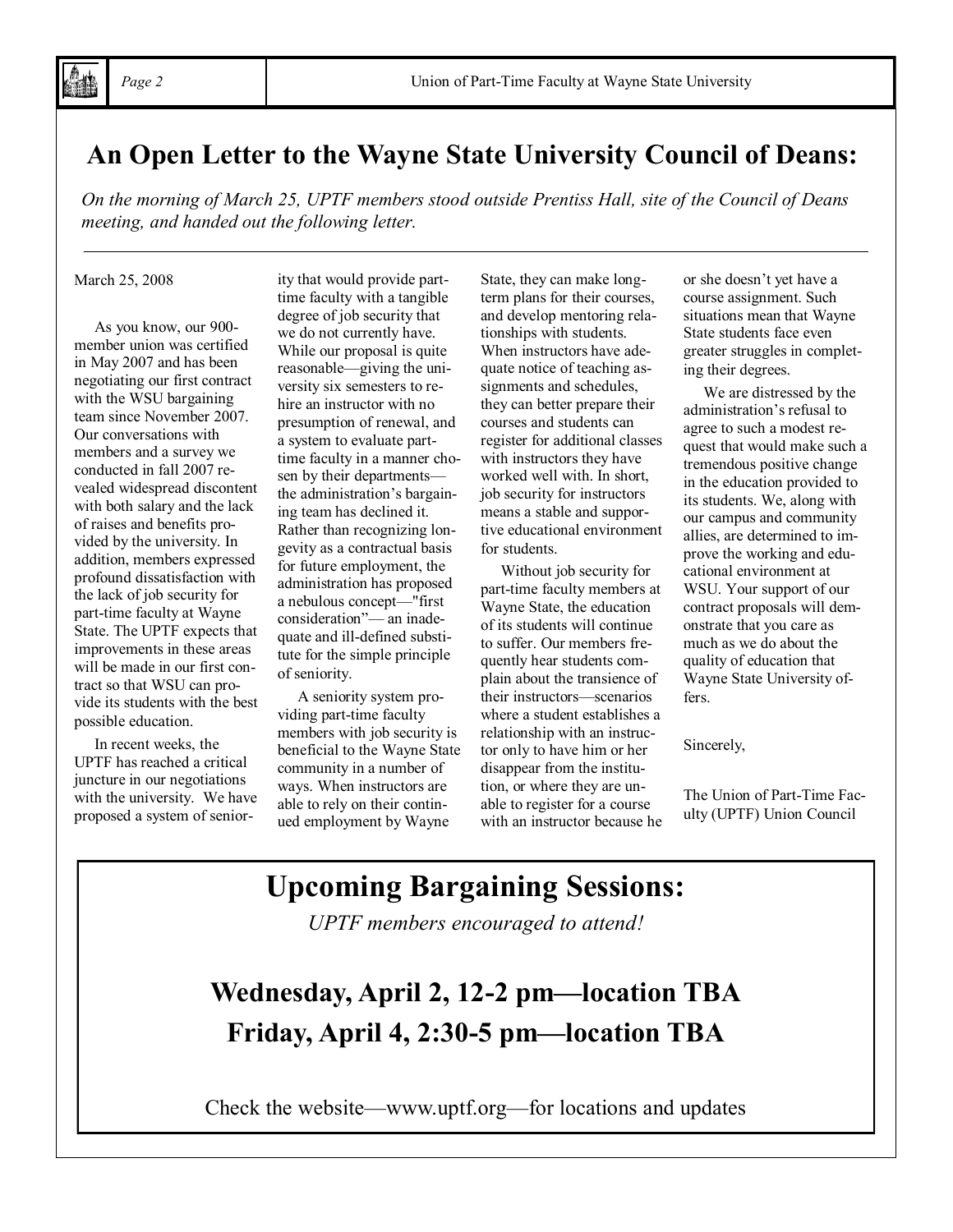# An Open Letter to the Wayne State University Council of Deans:

*On the morning of March 25, UPTF members stood outside Prentiss Hall, site of the Council of Deans meeting, and handed out the following letter.*

---

March 25, 2008

As you know, our 900-member union was certified in May 2007 and has been negotiating our first contract with the WSU bargaining team since November 2007. Our conversations with members and a survey we conducted in fall 2007 revealed widespread discontent with both salary and the lack of raises and benefits provided by the university. In addition, members expressed profound dissatisfaction with the lack of job security for part-time faculty at Wayne State. The UPTF expects that improvements in these areas will be made in our first contract so that WSU can provide its students with the best possible education.

In recent weeks, the UPTF has reached a critical juncture in our negotiations with the university. We have proposed a system of seniority that would provide part-time faculty with a tangible degree of job security that we do not currently have. While our proposal is quite reasonable—giving the university six semesters to rehire an instructor with no presumption of renewal, and a system to evaluate part-time faculty in a manner chosen by their departments—the administration's bargaining team has declined it. Rather than recognizing longevity as a contractual basis for future employment, the administration has proposed a nebulous concept—"first consideration"— an inadequate and ill-defined substitute for the simple principle of seniority.

A seniority system providing part-time faculty members with job security is beneficial to the Wayne State community in a number of ways. When instructors are able to rely on their continued employment by Wayne State, they can make long-term plans for their courses, and develop mentoring relationships with students. When instructors have adequate notice of teaching assignments and schedules, they can better prepare their courses and students can register for additional classes with instructors they have worked well with. In short, job security for instructors means a stable and supportive educational environment for students.

Without job security for part-time faculty members at Wayne State, the education of its students will continue to suffer. Our members frequently hear students complain about the transience of their instructors—scenarios where a student establishes a relationship with an instructor only to have him or her disappear from the institution, or where they are unable to register for a course with an instructor because he or she doesn't yet have a course assignment. Such situations mean that Wayne State students face even greater struggles in completing their degrees.

We are distressed by the administration's refusal to agree to such a modest request that would make such a tremendous positive change in the education provided to its students. We, along with our campus and community allies, are determined to improve the working and educational environment at WSU. Your support of our contract proposals will demonstrate that you care as much as we do about the quality of education that Wayne State University offers.

Sincerely,

The Union of Part-Time Faculty (UPTF) Union Council

# Upcoming Bargaining Sessions:

*UPTF members encouraged to attend!*

## Wednesday, April 2, 12-2 pm—location TBA

## Friday, April 4, 2:30-5 pm—location TBA

Check the website—www.uptf.org—for locations and updates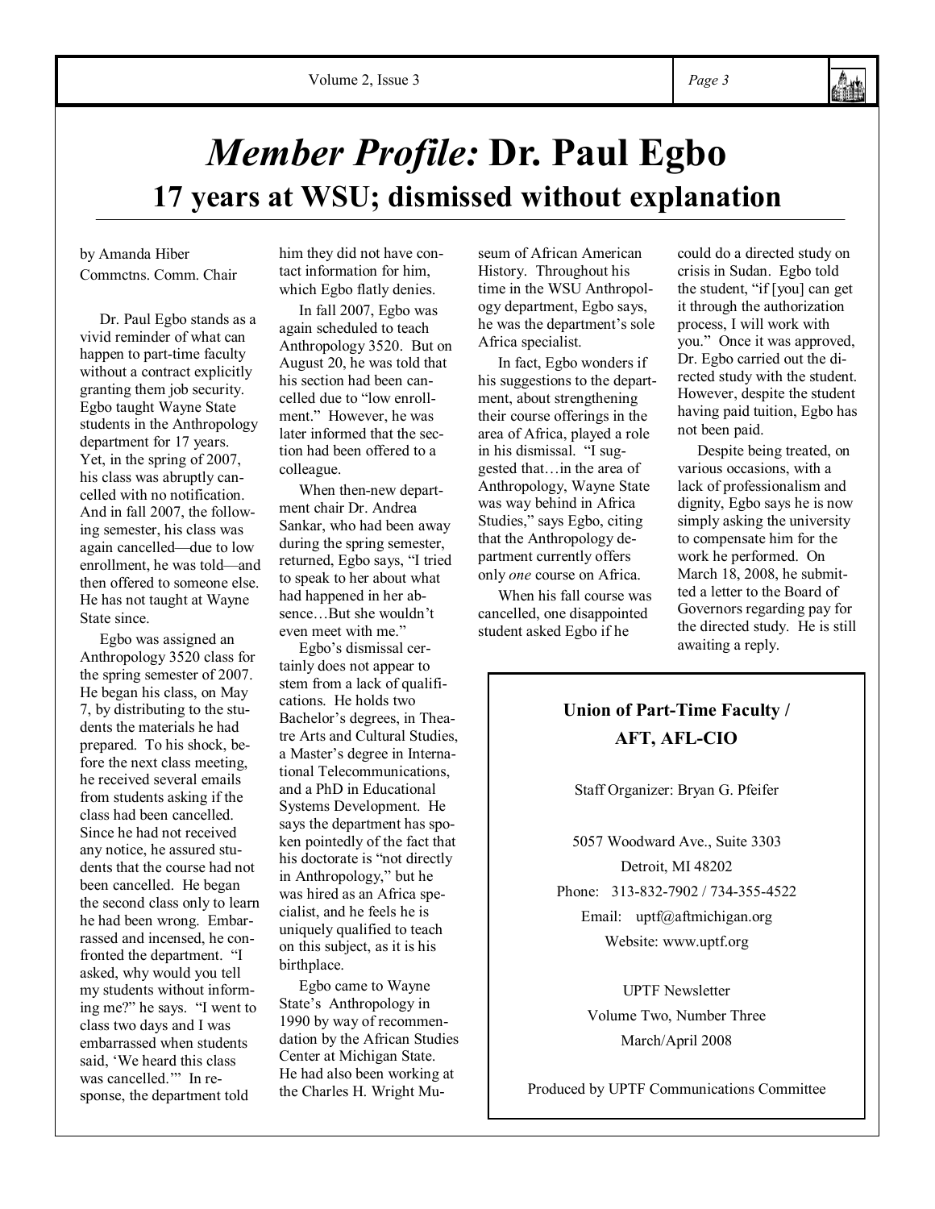// Member Profile: Dr. Paul Egbo — rendered as markdown; header "Volume 2, Issue 3 / Page 3" omitted

# *Member Profile:* Dr. Paul Egbo

## 17 years at WSU; dismissed without explanation

by Amanda Hiber
Commctns. Comm. Chair

Dr. Paul Egbo stands as a vivid reminder of what can happen to part-time faculty without a contract explicitly granting them job security. Egbo taught Wayne State students in the Anthropology department for 17 years. Yet, in the spring of 2007, his class was abruptly cancelled with no notification. And in fall 2007, the following semester, his class was again cancelled—due to low enrollment, he was told—and then offered to someone else. He has not taught at Wayne State since.

Egbo was assigned an Anthropology 3520 class for the spring semester of 2007. He began his class, on May 7, by distributing to the students the materials he had prepared. To his shock, before the next class meeting, he received several emails from students asking if the class had been cancelled. Since he had not received any notice, he assured students that the course had not been cancelled. He began the second class only to learn he had been wrong. Embarrassed and incensed, he confronted the department. "I asked, why would you tell my students without informing me?" he says. "I went to class two days and I was embarrassed when students said, 'We heard this class was cancelled.'" In response, the department told him they did not have contact information for him, which Egbo flatly denies.

In fall 2007, Egbo was again scheduled to teach Anthropology 3520. But on August 20, he was told that his section had been cancelled due to "low enrollment." However, he was later informed that the section had been offered to a colleague.

When then-new department chair Dr. Andrea Sankar, who had been away during the spring semester, returned, Egbo says, "I tried to speak to her about what had happened in her absence…But she wouldn't even meet with me."

Egbo's dismissal certainly does not appear to stem from a lack of qualifications. He holds two Bachelor's degrees, in Theatre Arts and Cultural Studies, a Master's degree in International Telecommunications, and a PhD in Educational Systems Development. He says the department has spoken pointedly of the fact that his doctorate is "not directly in Anthropology," but he was hired as an Africa specialist, and he feels he is uniquely qualified to teach on this subject, as it is his birthplace.

Egbo came to Wayne State's Anthropology in 1990 by way of recommendation by the African Studies Center at Michigan State. He had also been working at the Charles H. Wright Museum of African American History. Throughout his time in the WSU Anthropology department, Egbo says, he was the department's sole Africa specialist.

In fact, Egbo wonders if his suggestions to the department, about strengthening their course offerings in the area of Africa, played a role in his dismissal. "I suggested that…in the area of Anthropology, Wayne State was way behind in Africa Studies," says Egbo, citing that the Anthropology department currently offers only *one* course on Africa.

When his fall course was cancelled, one disappointed student asked Egbo if he could do a directed study on crisis in Sudan. Egbo told the student, "if [you] can get it through the authorization process, I will work with you." Once it was approved, Dr. Egbo carried out the directed study with the student. However, despite the student having paid tuition, Egbo has not been paid.

Despite being treated, on various occasions, with a lack of professionalism and dignity, Egbo says he is now simply asking the university to compensate him for the work he performed. On March 18, 2008, he submitted a letter to the Board of Governors regarding pay for the directed study. He is still awaiting a reply.

---

**Union of Part-Time Faculty / AFT, AFL-CIO**

Staff Organizer: Bryan G. Pfeifer

5057 Woodward Ave., Suite 3303
Detroit, MI 48202
Phone: 313-832-7902 / 734-355-4522
Email: uptf@aftmichigan.org
Website: www.uptf.org

UPTF Newsletter
Volume Two, Number Three
March/April 2008

Produced by UPTF Communications Committee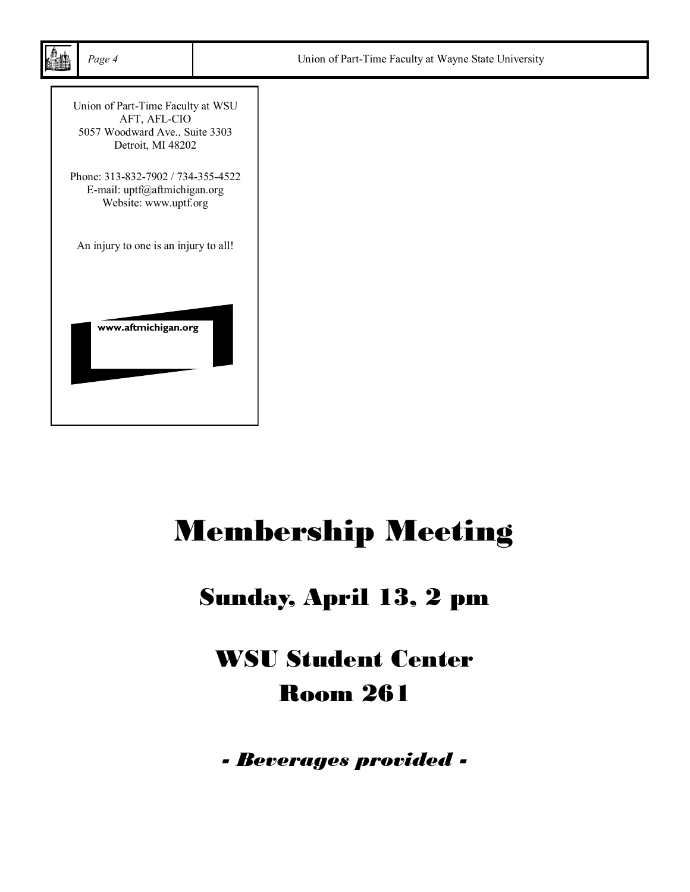Union of Part-Time Faculty at WSU
AFT, AFL-CIO
5057 Woodward Ave., Suite 3303
Detroit, MI 48202

Phone: 313-832-7902 / 734-355-4522
E-mail: uptf@aftmichigan.org
Website: www.uptf.org

An injury to one is an injury to all!

www.aftmichigan.org

# Membership Meeting

## Sunday, April 13, 2 pm

## WSU Student Center
## Room 261

***- Beverages provided -***